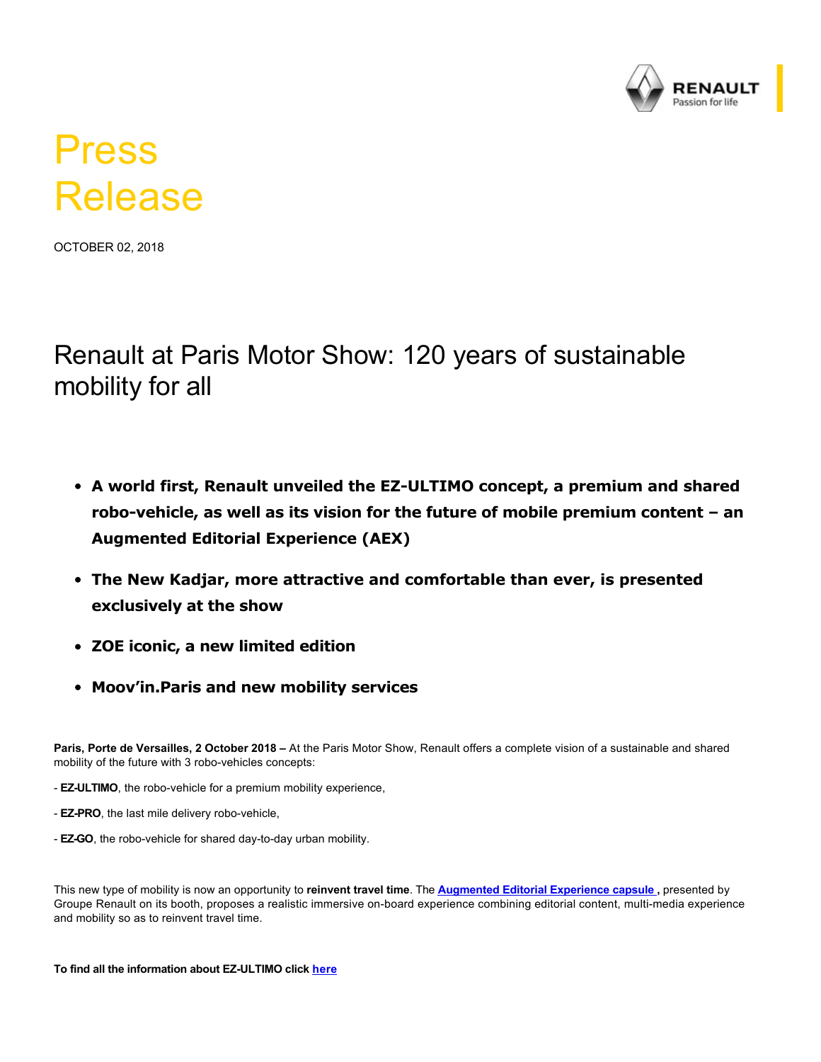# Press Release

OCTOBER 02, 2018

## Renault at Paris Motor Show: 120 years of sustainable mobility for all

- **A world first, Renault unveiled the EZ-ULTIMO concept, a premium and shared robo-vehicle, as well as its vision for the future of mobile premium content – an Augmented Editorial Experience (AEX)**
- **The New Kadjar, more attractive and comfortable than ever, is presented exclusively at the show**
- **ZOE iconic, a new limited edition**
- **Moov'in.Paris and new mobility services**

**Paris, Porte de Versailles, 2 October 2018 –** At the Paris Motor Show, Renault offers a complete vision of a sustainable and shared mobility of the future with 3 robo-vehicles concepts:

- **EZ-ULTIMO**, the robo-vehicle for a premium mobility experience,

- **EZ-PRO**, the last mile delivery robo-vehicle,

- **EZ-GO**, the robo-vehicle for shared day-to-day urban mobility.

This new type of mobility is now an opportunity to **reinvent travel time**. The **Augmented Editorial Experience capsule ,** presented by Groupe Renault on its booth, proposes a realistic immersive on-board experience combining editorial content, multi-media experience and mobility so as to reinvent travel time.

**To find all the information about EZ-ULTIMO click here**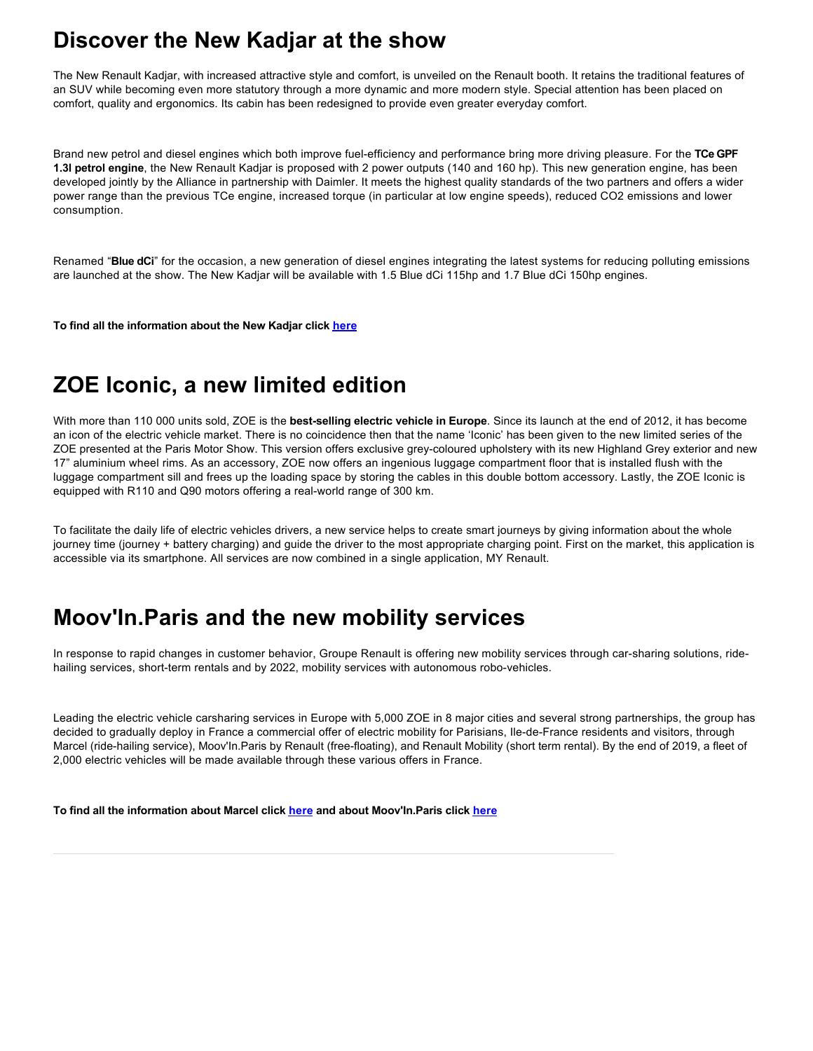# Discover the New Kadjar at the show

The New Renault Kadjar, with increased attractive style and comfort, is unveiled on the Renault booth. It retains the traditional features of an SUV while becoming even more statutory through a more dynamic and more modern style. Special attention has been placed on comfort, quality and ergonomics. Its cabin has been redesigned to provide even greater everyday comfort.

Brand new petrol and diesel engines which both improve fuel-efficiency and performance bring more driving pleasure. For the **TCe GPF 1.3l petrol engine**, the New Renault Kadjar is proposed with 2 power outputs (140 and 160 hp). This new generation engine, has been developed jointly by the Alliance in partnership with Daimler. It meets the highest quality standards of the two partners and offers a wider power range than the previous TCe engine, increased torque (in particular at low engine speeds), reduced $CO_2$ emissions and lower consumption.

Renamed "**Blue dCi**" for the occasion, a new generation of diesel engines integrating the latest systems for reducing polluting emissions are launched at the show. The New Kadjar will be available with 1.5 Blue dCi 115hp and 1.7 Blue dCi 150hp engines.

**To find all the information about the New Kadjar click here**

# ZOE Iconic, a new limited edition

With more than 110 000 units sold, ZOE is the **best-selling electric vehicle in Europe**. Since its launch at the end of 2012, it has become an icon of the electric vehicle market. There is no coincidence then that the name 'Iconic' has been given to the new limited series of the ZOE presented at the Paris Motor Show. This version offers exclusive grey-coloured upholstery with its new Highland Grey exterior and new 17" aluminium wheel rims. As an accessory, ZOE now offers an ingenious luggage compartment floor that is installed flush with the luggage compartment sill and frees up the loading space by storing the cables in this double bottom accessory. Lastly, the ZOE Iconic is equipped with R110 and Q90 motors offering a real-world range of 300 km.

To facilitate the daily life of electric vehicles drivers, a new service helps to create smart journeys by giving information about the whole journey time (journey + battery charging) and guide the driver to the most appropriate charging point. First on the market, this application is accessible via its smartphone. All services are now combined in a single application, MY Renault.

# Moov'In.Paris and the new mobility services

In response to rapid changes in customer behavior, Groupe Renault is offering new mobility services through car-sharing solutions, ride-hailing services, short-term rentals and by 2022, mobility services with autonomous robo-vehicles.

Leading the electric vehicle carsharing services in Europe with 5,000 ZOE in 8 major cities and several strong partnerships, the group has decided to gradually deploy in France a commercial offer of electric mobility for Parisians, Ile-de-France residents and visitors, through Marcel (ride-hailing service), Moov'In.Paris by Renault (free-floating), and Renault Mobility (short term rental). By the end of 2019, a fleet of 2,000 electric vehicles will be made available through these various offers in France.

**To find all the information about Marcel click here and about Moov'In.Paris click here**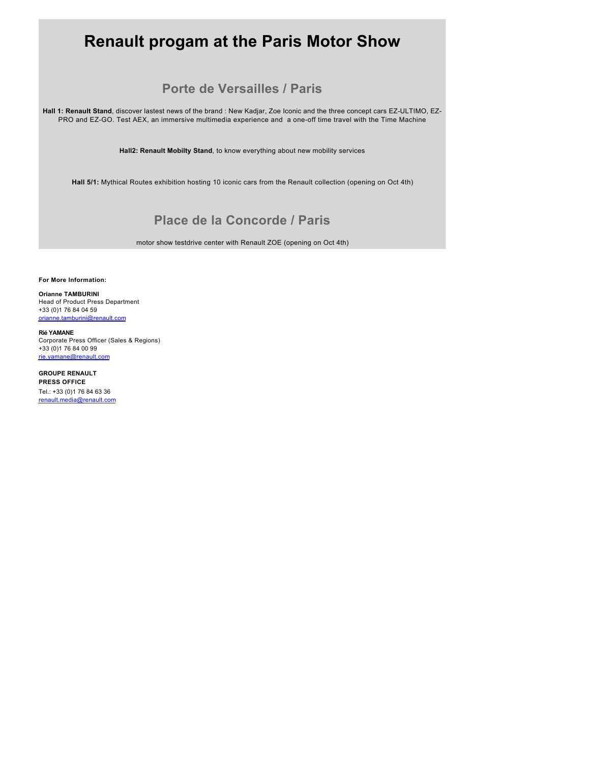# Renault progam at the Paris Motor Show

## Porte de Versailles / Paris

**Hall 1: Renault Stand**, discover lastest news of the brand : New Kadjar, Zoe Iconic and the three concept cars EZ-ULTIMO, EZ-PRO and EZ-GO. Test AEX, an immersive multimedia experience and a one-off time travel with the Time Machine

**Hall2: Renault Mobilty Stand**, to know everything about new mobility services

**Hall 5/1:** Mythical Routes exhibition hosting 10 iconic cars from the Renault collection (opening on Oct 4th)

## Place de la Concorde / Paris

motor show testdrive center with Renault ZOE (opening on Oct 4th)

**For More Information:**

**Orianne TAMBURINI**
Head of Product Press Department
+33 (0)1 76 84 04 59
orianne.tamburini@renault.com

**Rié YAMANE**
Corporate Press Officer (Sales & Regions)
+33 (0)1 76 84 00 99
rie.yamane@renault.com

**GROUPE RENAULT**
**PRESS OFFICE**
Tel.: +33 (0)1 76 84 63 36
renault.media@renault.com